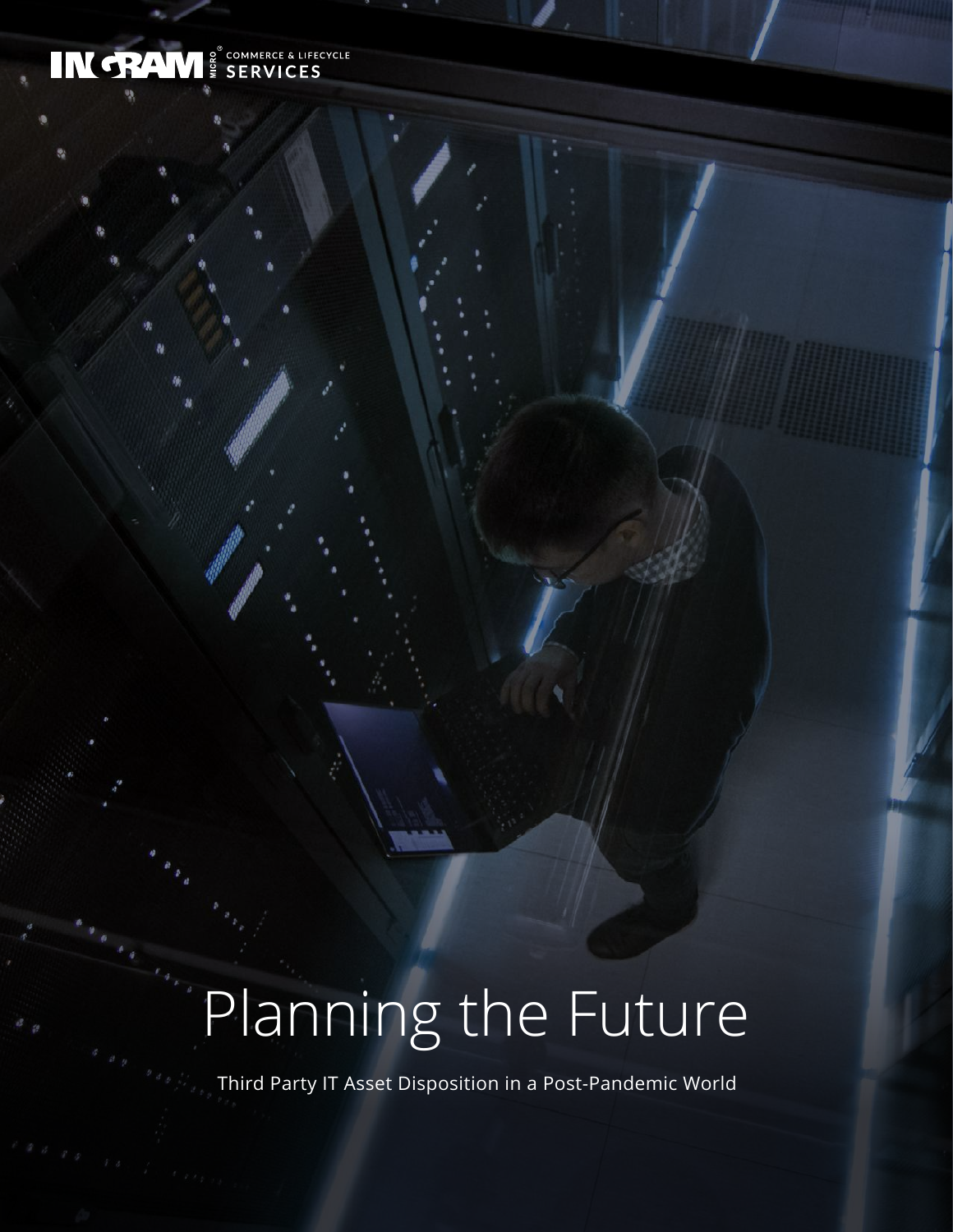INGRAM MICRO® COMMERCE & LIFECYCLE SERVICES

# Planning the Future

Third Party IT Asset Disposition in a Post-Pandemic World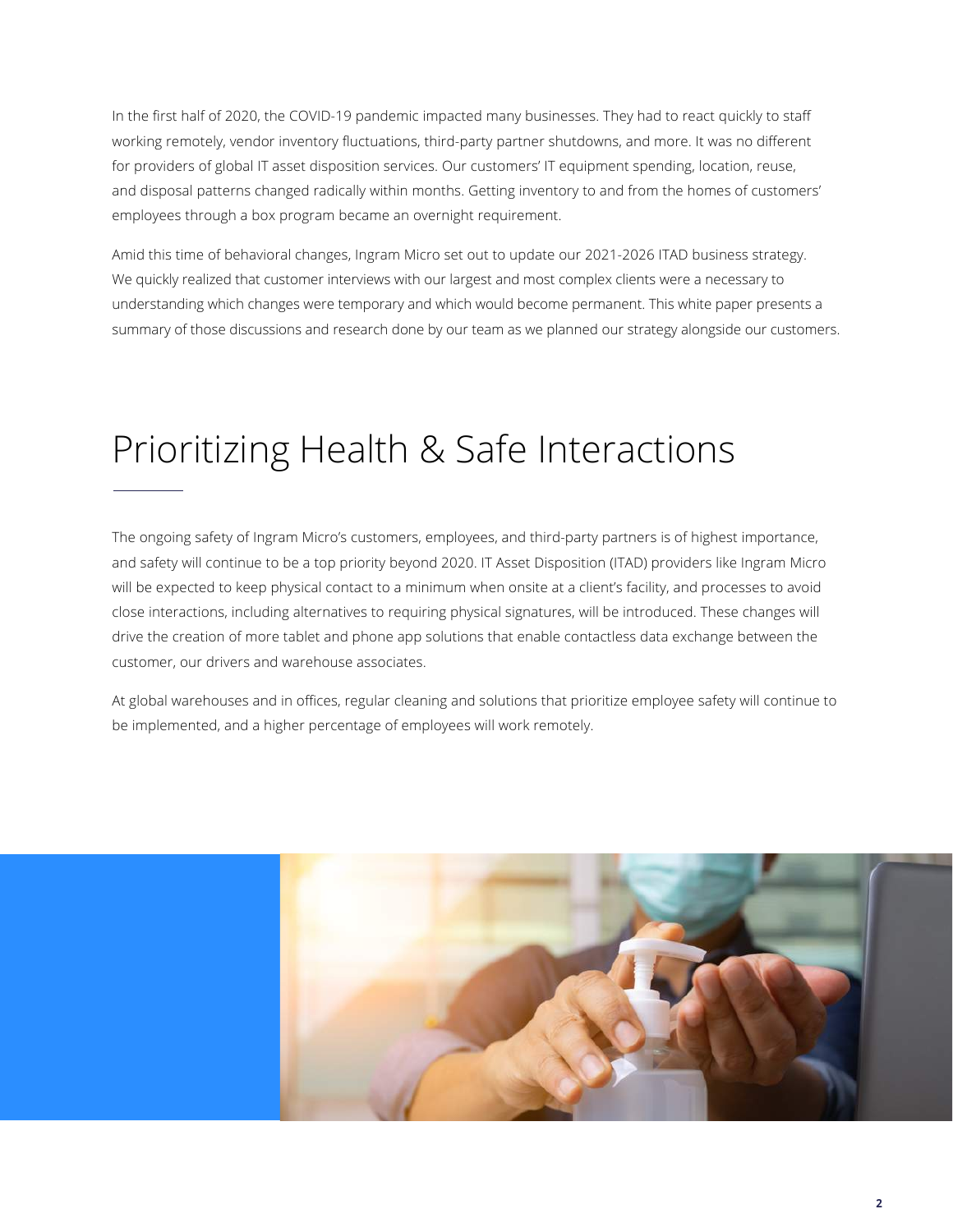In the first half of 2020, the COVID-19 pandemic impacted many businesses. They had to react quickly to staff working remotely, vendor inventory fluctuations, third-party partner shutdowns, and more. It was no different for providers of global IT asset disposition services. Our customers' IT equipment spending, location, reuse, and disposal patterns changed radically within months. Getting inventory to and from the homes of customers' employees through a box program became an overnight requirement.

Amid this time of behavioral changes, Ingram Micro set out to update our 2021-2026 ITAD business strategy. We quickly realized that customer interviews with our largest and most complex clients were a necessary to understanding which changes were temporary and which would become permanent. This white paper presents a summary of those discussions and research done by our team as we planned our strategy alongside our customers.

# Prioritizing Health & Safe Interactions

The ongoing safety of Ingram Micro's customers, employees, and third-party partners is of highest importance, and safety will continue to be a top priority beyond 2020. IT Asset Disposition (ITAD) providers like Ingram Micro will be expected to keep physical contact to a minimum when onsite at a client's facility, and processes to avoid close interactions, including alternatives to requiring physical signatures, will be introduced. These changes will drive the creation of more tablet and phone app solutions that enable contactless data exchange between the customer, our drivers and warehouse associates.

At global warehouses and in offices, regular cleaning and solutions that prioritize employee safety will continue to be implemented, and a higher percentage of employees will work remotely.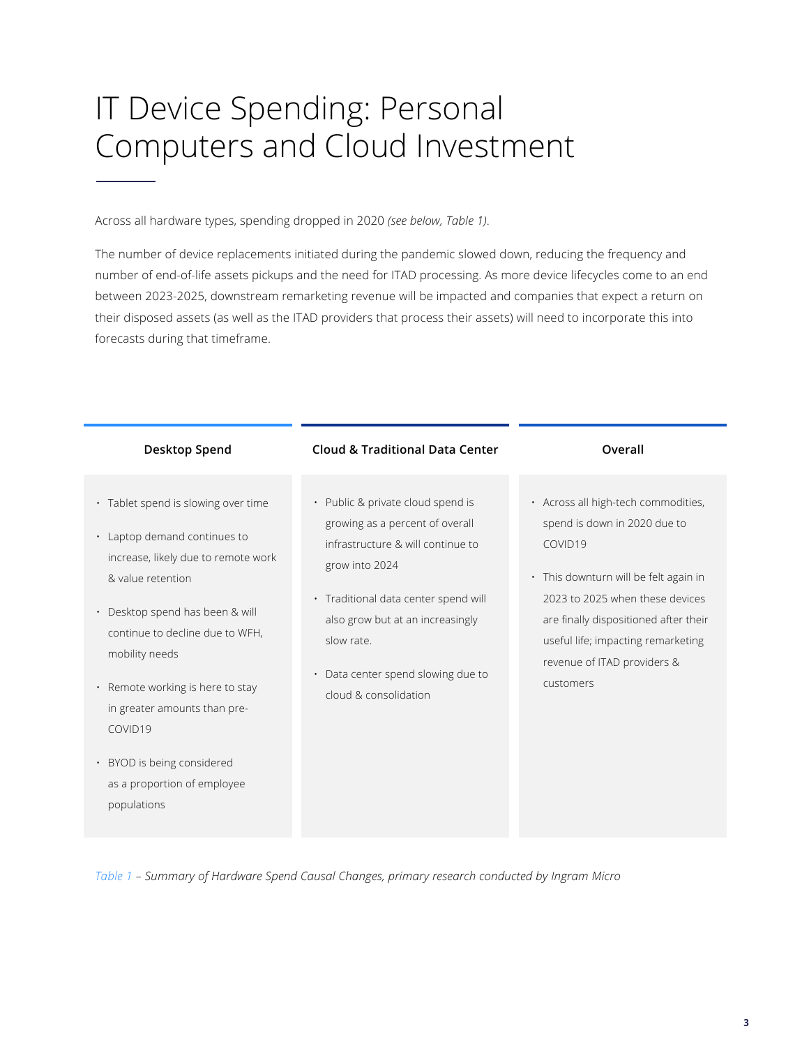# IT Device Spending: Personal Computers and Cloud Investment

Across all hardware types, spending dropped in 2020 *(see below, Table 1)*.

The number of device replacements initiated during the pandemic slowed down, reducing the frequency and number of end-of-life assets pickups and the need for ITAD processing. As more device lifecycles come to an end between 2023-2025, downstream remarketing revenue will be impacted and companies that expect a return on their disposed assets (as well as the ITAD providers that process their assets) will need to incorporate this into forecasts during that timeframe.

| Desktop Spend | Cloud & Traditional Data Center | Overall |
| --- | --- | --- |
| • Tablet spend is slowing over time<br>• Laptop demand continues to increase, likely due to remote work & value retention<br>• Desktop spend has been & will continue to decline due to WFH, mobility needs<br>• Remote working is here to stay in greater amounts than pre-COVID19<br>• BYOD is being considered as a proportion of employee populations | • Public & private cloud spend is growing as a percent of overall infrastructure & will continue to grow into 2024<br>• Traditional data center spend will also grow but at an increasingly slow rate.<br>• Data center spend slowing due to cloud & consolidation | • Across all high-tech commodities, spend is down in 2020 due to COVID19<br>• This downturn will be felt again in 2023 to 2025 when these devices are finally dispositioned after their useful life; impacting remarketing revenue of ITAD providers & customers |

*Table 1 – Summary of Hardware Spend Causal Changes, primary research conducted by Ingram Micro*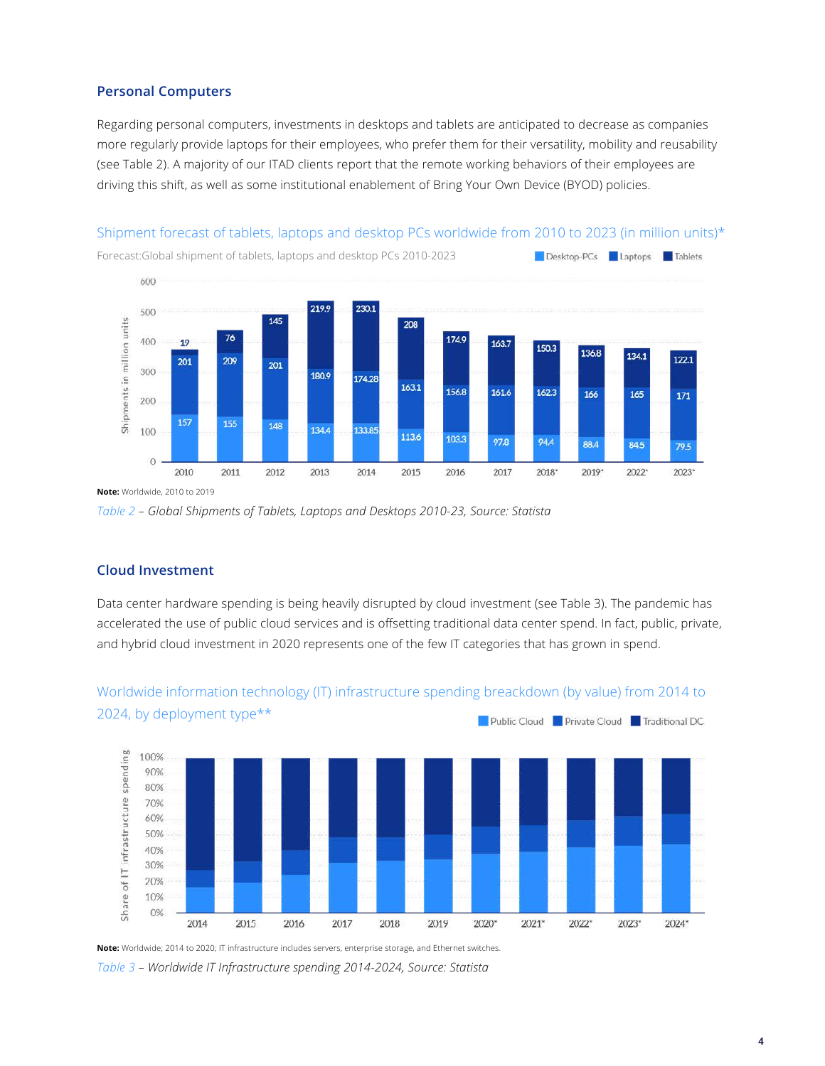### Personal Computers

Regarding personal computers, investments in desktops and tablets are anticipated to decrease as companies more regularly provide laptops for their employees, who prefer them for their versatility, mobility and reusability (see Table 2). A majority of our ITAD clients report that the remote working behaviors of their employees are driving this shift, as well as some institutional enablement of Bring Your Own Device (BYOD) policies.

Shipment forecast of tablets, laptops and desktop PCs worldwide from 2010 to 2023 (in million units)*

Forecast:Global shipment of tablets, laptops and desktop PCs 2010-2023

| Year | Desktop-PCs | Laptops | Tablets |
|---|---|---|---|
| 2010 | 157 | 201 | 19 |
| 2011 | 155 | 209 | 76 |
| 2012 | 148 | 201 | 145 |
| 2013 | 134.4 | 180.9 | 219.9 |
| 2014 | 133.85 | 174.28 | 230.1 |
| 2015 | 113.6 | 163.1 | 208 |
| 2016 | 103.3 | 156.8 | 174.9 |
| 2017 | 97.8 | 161.6 | 163.7 |
| 2018* | 94.4 | 162.3 | 150.3 |
| 2019* | 88.4 | 166 | 136.8 |
| 2022* | 84.5 | 165 | 134.1 |
| 2023* | 79.5 | 171 | 122.1 |

**Note:** Worldwide, 2010 to 2019

*Table 2 – Global Shipments of Tablets, Laptops and Desktops 2010-23, Source: Statista*

### Cloud Investment

Data center hardware spending is being heavily disrupted by cloud investment (see Table 3). The pandemic has accelerated the use of public cloud services and is offsetting traditional data center spend. In fact, public, private, and hybrid cloud investment in 2020 represents one of the few IT categories that has grown in spend.

Worldwide information technology (IT) infrastructure spending breackdown (by value) from 2014 to 2024, by deployment type**

Legend: Public Cloud, Private Cloud, Traditional DC

Y-axis: Share of IT infrastructure spending (0%–100%); X-axis: 2014, 2015, 2016, 2017, 2018, 2019, 2020*, 2021*, 2022*, 2023*, 2024*

**Note:** Worldwide; 2014 to 2020; IT infrastructure includes servers, enterprise storage, and Ethernet switches.

*Table 3 – Worldwide IT Infrastructure spending 2014-2024, Source: Statista*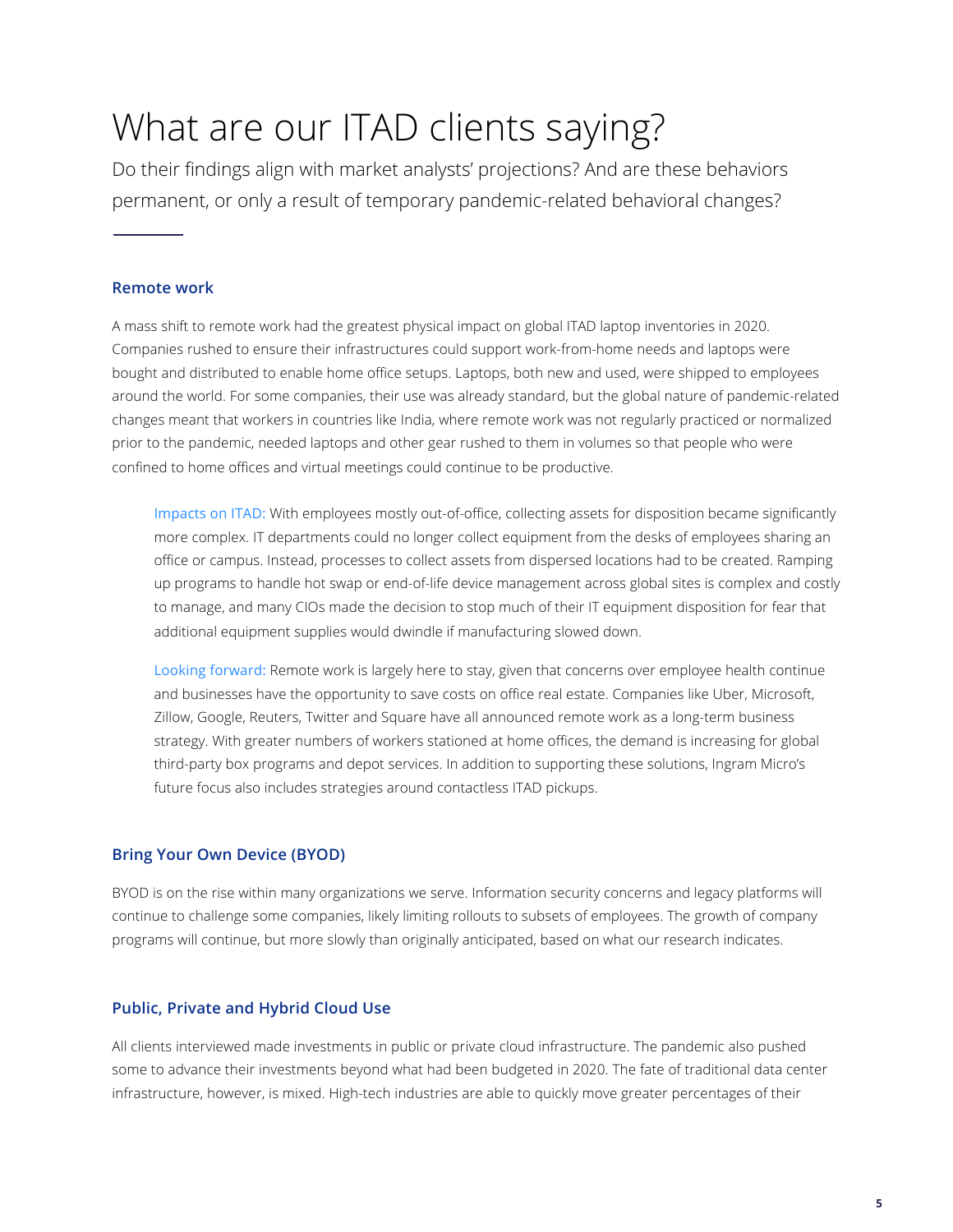# What are our ITAD clients saying?

Do their findings align with market analysts' projections? And are these behaviors permanent, or only a result of temporary pandemic-related behavioral changes?

## Remote work

A mass shift to remote work had the greatest physical impact on global ITAD laptop inventories in 2020. Companies rushed to ensure their infrastructures could support work-from-home needs and laptops were bought and distributed to enable home office setups. Laptops, both new and used, were shipped to employees around the world. For some companies, their use was already standard, but the global nature of pandemic-related changes meant that workers in countries like India, where remote work was not regularly practiced or normalized prior to the pandemic, needed laptops and other gear rushed to them in volumes so that people who were confined to home offices and virtual meetings could continue to be productive.

> Impacts on ITAD: With employees mostly out-of-office, collecting assets for disposition became significantly more complex. IT departments could no longer collect equipment from the desks of employees sharing an office or campus. Instead, processes to collect assets from dispersed locations had to be created. Ramping up programs to handle hot swap or end-of-life device management across global sites is complex and costly to manage, and many CIOs made the decision to stop much of their IT equipment disposition for fear that additional equipment supplies would dwindle if manufacturing slowed down.
>
> Looking forward: Remote work is largely here to stay, given that concerns over employee health continue and businesses have the opportunity to save costs on office real estate. Companies like Uber, Microsoft, Zillow, Google, Reuters, Twitter and Square have all announced remote work as a long-term business strategy. With greater numbers of workers stationed at home offices, the demand is increasing for global third-party box programs and depot services. In addition to supporting these solutions, Ingram Micro's future focus also includes strategies around contactless ITAD pickups.

## Bring Your Own Device (BYOD)

BYOD is on the rise within many organizations we serve. Information security concerns and legacy platforms will continue to challenge some companies, likely limiting rollouts to subsets of employees. The growth of company programs will continue, but more slowly than originally anticipated, based on what our research indicates.

## Public, Private and Hybrid Cloud Use

All clients interviewed made investments in public or private cloud infrastructure. The pandemic also pushed some to advance their investments beyond what had been budgeted in 2020. The fate of traditional data center infrastructure, however, is mixed. High-tech industries are able to quickly move greater percentages of their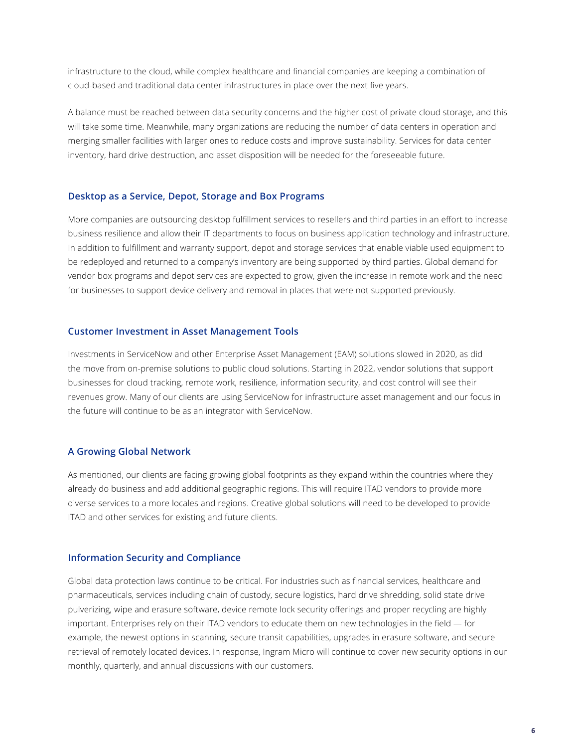infrastructure to the cloud, while complex healthcare and financial companies are keeping a combination of cloud-based and traditional data center infrastructures in place over the next five years.

A balance must be reached between data security concerns and the higher cost of private cloud storage, and this will take some time. Meanwhile, many organizations are reducing the number of data centers in operation and merging smaller facilities with larger ones to reduce costs and improve sustainability. Services for data center inventory, hard drive destruction, and asset disposition will be needed for the foreseeable future.

### Desktop as a Service, Depot, Storage and Box Programs

More companies are outsourcing desktop fulfillment services to resellers and third parties in an effort to increase business resilience and allow their IT departments to focus on business application technology and infrastructure. In addition to fulfillment and warranty support, depot and storage services that enable viable used equipment to be redeployed and returned to a company's inventory are being supported by third parties. Global demand for vendor box programs and depot services are expected to grow, given the increase in remote work and the need for businesses to support device delivery and removal in places that were not supported previously.

### Customer Investment in Asset Management Tools

Investments in ServiceNow and other Enterprise Asset Management (EAM) solutions slowed in 2020, as did the move from on-premise solutions to public cloud solutions. Starting in 2022, vendor solutions that support businesses for cloud tracking, remote work, resilience, information security, and cost control will see their revenues grow. Many of our clients are using ServiceNow for infrastructure asset management and our focus in the future will continue to be as an integrator with ServiceNow.

### A Growing Global Network

As mentioned, our clients are facing growing global footprints as they expand within the countries where they already do business and add additional geographic regions. This will require ITAD vendors to provide more diverse services to a more locales and regions. Creative global solutions will need to be developed to provide ITAD and other services for existing and future clients.

### Information Security and Compliance

Global data protection laws continue to be critical. For industries such as financial services, healthcare and pharmaceuticals, services including chain of custody, secure logistics, hard drive shredding, solid state drive pulverizing, wipe and erasure software, device remote lock security offerings and proper recycling are highly important. Enterprises rely on their ITAD vendors to educate them on new technologies in the field — for example, the newest options in scanning, secure transit capabilities, upgrades in erasure software, and secure retrieval of remotely located devices. In response, Ingram Micro will continue to cover new security options in our monthly, quarterly, and annual discussions with our customers.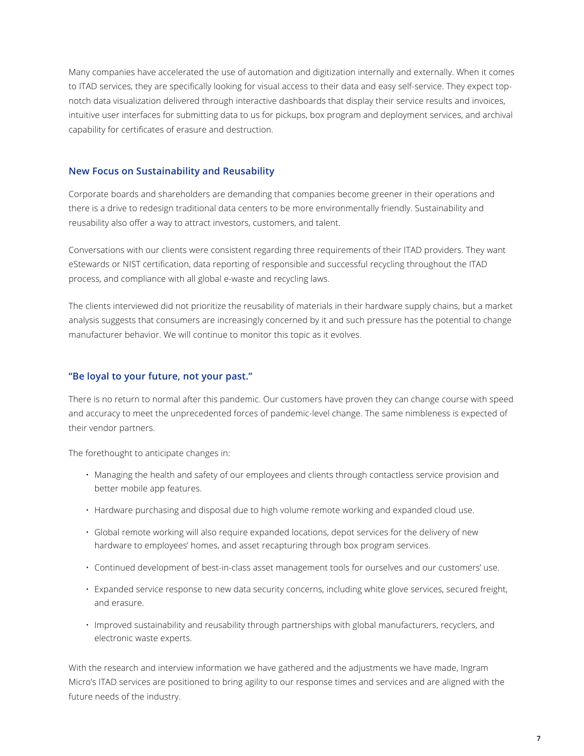Many companies have accelerated the use of automation and digitization internally and externally. When it comes to ITAD services, they are specifically looking for visual access to their data and easy self-service. They expect top-notch data visualization delivered through interactive dashboards that display their service results and invoices, intuitive user interfaces for submitting data to us for pickups, box program and deployment services, and archival capability for certificates of erasure and destruction.

## New Focus on Sustainability and Reusability

Corporate boards and shareholders are demanding that companies become greener in their operations and there is a drive to redesign traditional data centers to be more environmentally friendly. Sustainability and reusability also offer a way to attract investors, customers, and talent.

Conversations with our clients were consistent regarding three requirements of their ITAD providers. They want eStewards or NIST certification, data reporting of responsible and successful recycling throughout the ITAD process, and compliance with all global e-waste and recycling laws.

The clients interviewed did not prioritize the reusability of materials in their hardware supply chains, but a market analysis suggests that consumers are increasingly concerned by it and such pressure has the potential to change manufacturer behavior. We will continue to monitor this topic as it evolves.

## "Be loyal to your future, not your past."

There is no return to normal after this pandemic. Our customers have proven they can change course with speed and accuracy to meet the unprecedented forces of pandemic-level change. The same nimbleness is expected of their vendor partners.

The forethought to anticipate changes in:

- Managing the health and safety of our employees and clients through contactless service provision and better mobile app features.
- Hardware purchasing and disposal due to high volume remote working and expanded cloud use.
- Global remote working will also require expanded locations, depot services for the delivery of new hardware to employees' homes, and asset recapturing through box program services.
- Continued development of best-in-class asset management tools for ourselves and our customers' use.
- Expanded service response to new data security concerns, including white glove services, secured freight, and erasure.
- Improved sustainability and reusability through partnerships with global manufacturers, recyclers, and electronic waste experts.

With the research and interview information we have gathered and the adjustments we have made, Ingram Micro's ITAD services are positioned to bring agility to our response times and services and are aligned with the future needs of the industry.